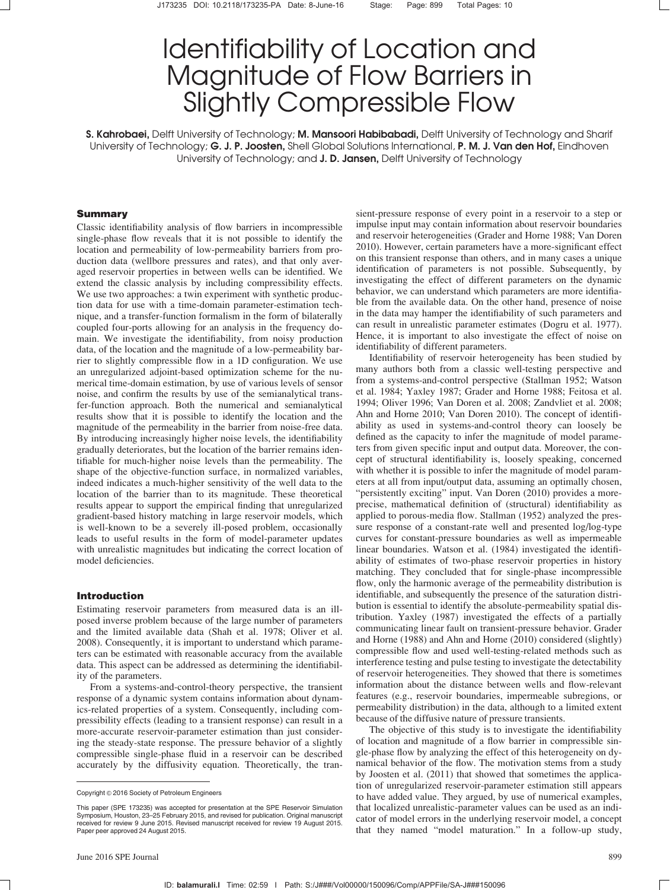# Identifiability of Location and Magnitude of Flow Barriers in Slightly Compressible Flow

**S. Kahrobaei,** Delft University of Technology; **M. Mansoori Habibabadi,** Delft University of Technology and Sharif University of Technology; **G. J. P. Joosten,** Shell Global Solutions International, **P. M. J. Van den Hof,** Eindhoven University of Technology; and **J. D. Jansen,** Delft University of Technology

## Summary

Classic identifiability analysis of flow barriers in incompressible single-phase flow reveals that it is not possible to identify the location and permeability of low-permeability barriers from production data (wellbore pressures and rates), and that only averaged reservoir properties in between wells can be identified. We extend the classic analysis by including compressibility effects. We use two approaches: a twin experiment with synthetic production data for use with a time-domain parameter-estimation technique, and a transfer-function formalism in the form of bilaterally coupled four-ports allowing for an analysis in the frequency domain. We investigate the identifiability, from noisy production data, of the location and the magnitude of a low-permeability barrier to slightly compressible flow in a 1D configuration. We use an unregularized adjoint-based optimization scheme for the numerical time-domain estimation, by use of various levels of sensor noise, and confirm the results by use of the semianalytical transfer-function approach. Both the numerical and semianalytical results show that it is possible to identify the location and the magnitude of the permeability in the barrier from noise-free data. By introducing increasingly higher noise levels, the identifiability gradually deteriorates, but the location of the barrier remains identifiable for much-higher noise levels than the permeability. The shape of the objective-function surface, in normalized variables, indeed indicates a much-higher sensitivity of the well data to the location of the barrier than to its magnitude. These theoretical results appear to support the empirical finding that unregularized gradient-based history matching in large reservoir models, which is well-known to be a severely ill-posed problem, occasionally leads to useful results in the form of model-parameter updates with unrealistic magnitudes but indicating the correct location of model deficiencies.

## Introduction

Estimating reservoir parameters from measured data is an ill-posed inverse problem because of the large number of parameters and the limited available data (Shah et al. 1978; Oliver et al. 2008). Consequently, it is important to understand which parameters can be estimated with reasonable accuracy from the available data. This aspect can be addressed as determining the identifiability of the parameters.

From a systems-and-control-theory perspective, the transient response of a dynamic system contains information about dynamics-related properties of a system. Consequently, including compressibility effects (leading to a transient response) can result in a more-accurate reservoir-parameter estimation than just considering the steady-state response. The pressure behavior of a slightly compressible single-phase fluid in a reservoir can be described accurately by the diffusivity equation. Theoretically, the transient-pressure response of every point in a reservoir to a step or impulse input may contain information about reservoir boundaries and reservoir heterogeneities (Grader and Horne 1988; Van Doren 2010). However, certain parameters have a more-significant effect on this transient response than others, and in many cases a unique identification of parameters is not possible. Subsequently, by investigating the effect of different parameters on the dynamic behavior, we can understand which parameters are more identifiable from the available data. On the other hand, presence of noise in the data may hamper the identifiability of such parameters and can result in unrealistic parameter estimates (Dogru et al. 1977). Hence, it is important to also investigate the effect of noise on identifiability of different parameters.

Identifiability of reservoir heterogeneity has been studied by many authors both from a classic well-testing perspective and from a systems-and-control perspective (Stallman 1952; Watson et al. 1984; Yaxley 1987; Grader and Horne 1988; Feitosa et al. 1994; Oliver 1996; Van Doren et al. 2008; Zandvliet et al. 2008; Ahn and Horne 2010; Van Doren 2010). The concept of identifiability as used in systems-and-control theory can loosely be defined as the capacity to infer the magnitude of model parameters from given specific input and output data. Moreover, the concept of structural identifiability is, loosely speaking, concerned with whether it is possible to infer the magnitude of model parameters at all from input/output data, assuming an optimally chosen, "persistently exciting" input. Van Doren (2010) provides a more-precise, mathematical definition of (structural) identifiability as applied to porous-media flow. Stallman (1952) analyzed the pressure response of a constant-rate well and presented log/log-type curves for constant-pressure boundaries as well as impermeable linear boundaries. Watson et al. (1984) investigated the identifiability of estimates of two-phase reservoir properties in history matching. They concluded that for single-phase incompressible flow, only the harmonic average of the permeability distribution is identifiable, and subsequently the presence of the saturation distribution is essential to identify the absolute-permeability spatial distribution. Yaxley (1987) investigated the effects of a partially communicating linear fault on transient-pressure behavior. Grader and Horne (1988) and Ahn and Horne (2010) considered (slightly) compressible flow and used well-testing-related methods such as interference testing and pulse testing to investigate the detectability of reservoir heterogeneities. They showed that there is sometimes information about the distance between wells and flow-relevant features (e.g., reservoir boundaries, impermeable subregions, or permeability distribution) in the data, although to a limited extent because of the diffusive nature of pressure transients.

The objective of this study is to investigate the identifiability of location and magnitude of a flow barrier in compressible single-phase flow by analyzing the effect of this heterogeneity on dynamical behavior of the flow. The motivation stems from a study by Joosten et al. (2011) that showed that sometimes the application of unregularized reservoir-parameter estimation still appears to have added value. They argued, by use of numerical examples, that localized unrealistic-parameter values can be used as an indicator of model errors in the underlying reservoir model, a concept that they named "model maturation." In a follow-up study,

---

Copyright © 2016 Society of Petroleum Engineers

This paper (SPE 173235) was accepted for presentation at the SPE Reservoir Simulation Symposium, Houston, 23–25 February 2015, and revised for publication. Original manuscript received for review 9 June 2015. Revised manuscript received for review 19 August 2015. Paper peer approved 24 August 2015.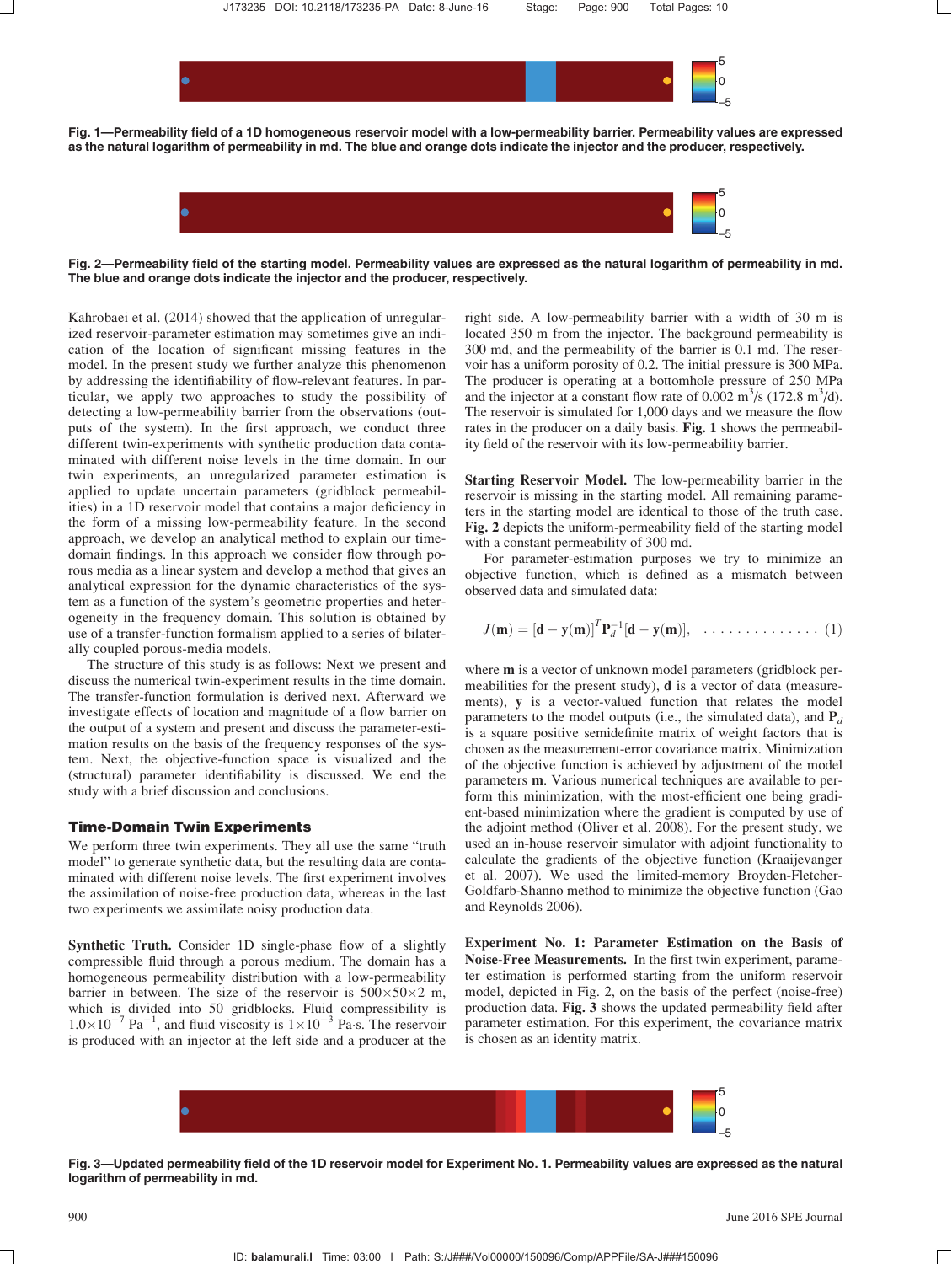Fig. 1—Permeability field of a 1D homogeneous reservoir model with a low-permeability barrier. Permeability values are expressed as the natural logarithm of permeability in md. The blue and orange dots indicate the injector and the producer, respectively.

Fig. 2—Permeability field of the starting model. Permeability values are expressed as the natural logarithm of permeability in md. The blue and orange dots indicate the injector and the producer, respectively.

Kahrobaei et al. (2014) showed that the application of unregularized reservoir-parameter estimation may sometimes give an indication of the location of significant missing features in the model. In the present study we further analyze this phenomenon by addressing the identifiability of flow-relevant features. In particular, we apply two approaches to study the possibility of detecting a low-permeability barrier from the observations (outputs of the system). In the first approach, we conduct three different twin-experiments with synthetic production data contaminated with different noise levels in the time domain. In our twin experiments, an unregularized parameter estimation is applied to update uncertain parameters (gridblock permeabilities) in a 1D reservoir model that contains a major deficiency in the form of a missing low-permeability feature. In the second approach, we develop an analytical method to explain our time-domain findings. In this approach we consider flow through porous media as a linear system and develop a method that gives an analytical expression for the dynamic characteristics of the system as a function of the system's geometric properties and heterogeneity in the frequency domain. This solution is obtained by use of a transfer-function formalism applied to a series of bilaterally coupled porous-media models.

The structure of this study is as follows: Next we present and discuss the numerical twin-experiment results in the time domain. The transfer-function formulation is derived next. Afterward we investigate effects of location and magnitude of a flow barrier on the output of a system and present and discuss the parameter-estimation results on the basis of the frequency responses of the system. Next, the objective-function space is visualized and the (structural) parameter identifiability is discussed. We end the study with a brief discussion and conclusions.

## Time-Domain Twin Experiments

We perform three twin experiments. They all use the same "truth model" to generate synthetic data, but the resulting data are contaminated with different noise levels. The first experiment involves the assimilation of noise-free production data, whereas in the last two experiments we assimilate noisy production data.

**Synthetic Truth.** Consider 1D single-phase flow of a slightly compressible fluid through a porous medium. The domain has a homogeneous permeability distribution with a low-permeability barrier in between. The size of the reservoir is $500 \times 50 \times 2$ m, which is divided into 50 gridblocks. Fluid compressibility is $1.0 \times 10^{-7}$ Pa$^{-1}$, and fluid viscosity is $1 \times 10^{-3}$ Pa·s. The reservoir is produced with an injector at the left side and a producer at the right side. A low-permeability barrier with a width of 30 m is located 350 m from the injector. The background permeability is 300 md, and the permeability of the barrier is 0.1 md. The reservoir has a uniform porosity of 0.2. The initial pressure is 300 MPa. The producer is operating at a bottomhole pressure of 250 MPa and the injector at a constant flow rate of 0.002 m$^3$/s (172.8 m$^3$/d). The reservoir is simulated for 1,000 days and we measure the flow rates in the producer on a daily basis. **Fig. 1** shows the permeability field of the reservoir with its low-permeability barrier.

**Starting Reservoir Model.** The low-permeability barrier in the reservoir is missing in the starting model. All remaining parameters in the starting model are identical to those of the truth case. **Fig. 2** depicts the uniform-permeability field of the starting model with a constant permeability of 300 md.

For parameter-estimation purposes we try to minimize an objective function, which is defined as a mismatch between observed data and simulated data:

$$J(\mathbf{m}) = [\mathbf{d} - \mathbf{y}(\mathbf{m})]^T \mathbf{P}_d^{-1} [\mathbf{d} - \mathbf{y}(\mathbf{m})], \quad \ldots\ldots\ldots\ldots\ldots (1)$$

where $\mathbf{m}$ is a vector of unknown model parameters (gridblock permeabilities for the present study), $\mathbf{d}$ is a vector of data (measurements), $\mathbf{y}$ is a vector-valued function that relates the model parameters to the model outputs (i.e., the simulated data), and $\mathbf{P}_d$ is a square positive semidefinite matrix of weight factors that is chosen as the measurement-error covariance matrix. Minimization of the objective function is achieved by adjustment of the model parameters $\mathbf{m}$. Various numerical techniques are available to perform this minimization, with the most-efficient one being gradient-based minimization where the gradient is computed by use of the adjoint method (Oliver et al. 2008). For the present study, we used an in-house reservoir simulator with adjoint functionality to calculate the gradients of the objective function (Kraaijevanger et al. 2007). We used the limited-memory Broyden-Fletcher-Goldfarb-Shanno method to minimize the objective function (Gao and Reynolds 2006).

**Experiment No. 1: Parameter Estimation on the Basis of Noise-Free Measurements.** In the first twin experiment, parameter estimation is performed starting from the uniform reservoir model, depicted in Fig. 2, on the basis of the perfect (noise-free) production data. **Fig. 3** shows the updated permeability field after parameter estimation. For this experiment, the covariance matrix is chosen as an identity matrix.

Fig. 3—Updated permeability field of the 1D reservoir model for Experiment No. 1. Permeability values are expressed as the natural logarithm of permeability in md.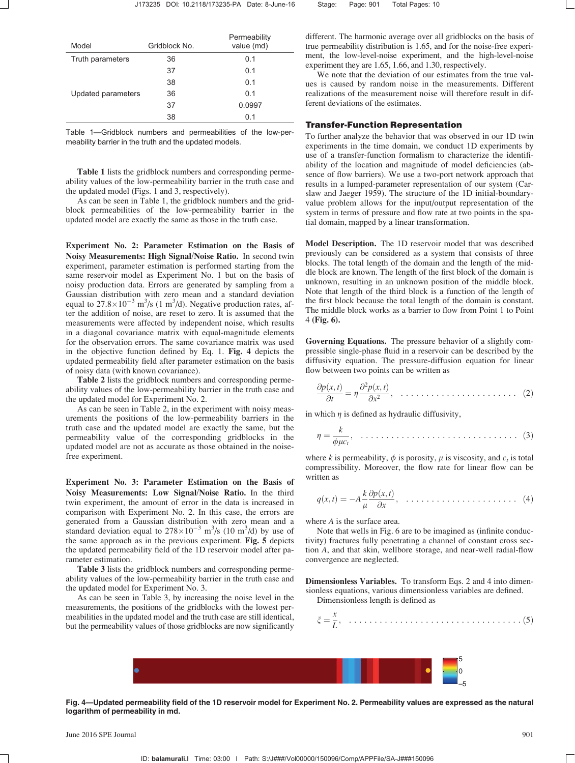| Model | Gridblock No. | Permeability value (md) |
|---|---|---|
| Truth parameters | 36 | 0.1 |
| | 37 | 0.1 |
| | 38 | 0.1 |
| Updated parameters | 36 | 0.1 |
| | 37 | 0.0997 |
| | 38 | 0.1 |

Table 1—Gridblock numbers and permeabilities of the low-permeability barrier in the truth and the updated models.

**Table 1** lists the gridblock numbers and corresponding permeability values of the low-permeability barrier in the truth case and the updated model (Figs. 1 and 3, respectively).

As can be seen in Table 1, the gridblock numbers and the gridblock permeabilities of the low-permeability barrier in the updated model are exactly the same as those in the truth case.

**Experiment No. 2: Parameter Estimation on the Basis of Noisy Measurements: High Signal/Noise Ratio.** In second twin experiment, parameter estimation is performed starting from the same reservoir model as Experiment No. 1 but on the basis of noisy production data. Errors are generated by sampling from a Gaussian distribution with zero mean and a standard deviation equal to $27.8\times10^{-3}$ m$^3$/s (1 m$^3$/d). Negative production rates, after the addition of noise, are reset to zero. It is assumed that the measurements were affected by independent noise, which results in a diagonal covariance matrix with equal-magnitude elements for the observation errors. The same covariance matrix was used in the objective function defined by Eq. 1. **Fig. 4** depicts the updated permeability field after parameter estimation on the basis of noisy data (with known covariance).

**Table 2** lists the gridblock numbers and corresponding permeability values of the low-permeability barrier in the truth case and the updated model for Experiment No. 2.

As can be seen in Table 2, in the experiment with noisy measurements the positions of the low-permeability barriers in the truth case and the updated model are exactly the same, but the permeability value of the corresponding gridblocks in the updated model are not as accurate as those obtained in the noise-free experiment.

**Experiment No. 3: Parameter Estimation on the Basis of Noisy Measurements: Low Signal/Noise Ratio.** In the third twin experiment, the amount of error in the data is increased in comparison with Experiment No. 2. In this case, the errors are generated from a Gaussian distribution with zero mean and a standard deviation equal to $278\times10^{-3}$ m$^3$/s (10 m$^3$/d) by use of the same approach as in the previous experiment. **Fig. 5** depicts the updated permeability field of the 1D reservoir model after parameter estimation.

**Table 3** lists the gridblock numbers and corresponding permeability values of the low-permeability barrier in the truth case and the updated model for Experiment No. 3.

As can be seen in Table 3, by increasing the noise level in the measurements, the positions of the gridblocks with the lowest permeabilities in the updated model and the truth case are still identical, but the permeability values of those gridblocks are now significantly different. The harmonic average over all gridblocks on the basis of true permeability distribution is 1.65, and for the noise-free experiment, the low-level-noise experiment, and the high-level-noise experiment they are 1.65, 1.66, and 1.30, respectively.

We note that the deviation of our estimates from the true values is caused by random noise in the measurements. Different realizations of the measurement noise will therefore result in different deviations of the estimates.

## Transfer-Function Representation

To further analyze the behavior that was observed in our 1D twin experiments in the time domain, we conduct 1D experiments by use of a transfer-function formalism to characterize the identifiability of the location and magnitude of model deficiencies (absence of flow barriers). We use a two-port network approach that results in a lumped-parameter representation of our system (Carslaw and Jaeger 1959). The structure of the 1D initial-boundary-value problem allows for the input/output representation of the system in terms of pressure and flow rate at two points in the spatial domain, mapped by a linear transformation.

**Model Description.** The 1D reservoir model that was described previously can be considered as a system that consists of three blocks. The total length of the domain and the length of the middle block are known. The length of the first block of the domain is unknown, resulting in an unknown position of the middle block. Note that length of the third block is a function of the length of the first block because the total length of the domain is constant. The middle block works as a barrier to flow from Point 1 to Point 4 **(Fig. 6).**

**Governing Equations.** The pressure behavior of a slightly compressible single-phase fluid in a reservoir can be described by the diffusivity equation. The pressure-diffusion equation for linear flow between two points can be written as

$$\frac{\partial p(x,t)}{\partial t} = \eta \frac{\partial^2 p(x,t)}{\partial x^2}, \quad (2)$$

in which $\eta$ is defined as hydraulic diffusivity,

$$\eta = \frac{k}{\phi \mu c_t}, \quad (3)$$

where $k$ is permeability, $\phi$ is porosity, $\mu$ is viscosity, and $c_t$ is total compressibility. Moreover, the flow rate for linear flow can be written as

$$q(x,t) = -A\frac{k}{\mu}\frac{\partial p(x,t)}{\partial x}, \quad (4)$$

where $A$ is the surface area.

Note that wells in Fig. 6 are to be imagined as (infinite conductivity) fractures fully penetrating a channel of constant cross section $A$, and that skin, wellbore storage, and near-well radial-flow convergence are neglected.

**Dimensionless Variables.** To transform Eqs. 2 and 4 into dimensionless equations, various dimensionless variables are defined.

Dimensionless length is defined as

$$\xi = \frac{x}{L}, \quad (5)$$

**Fig. 4—Updated permeability field of the 1D reservoir model for Experiment No. 2. Permeability values are expressed as the natural logarithm of permeability in md.**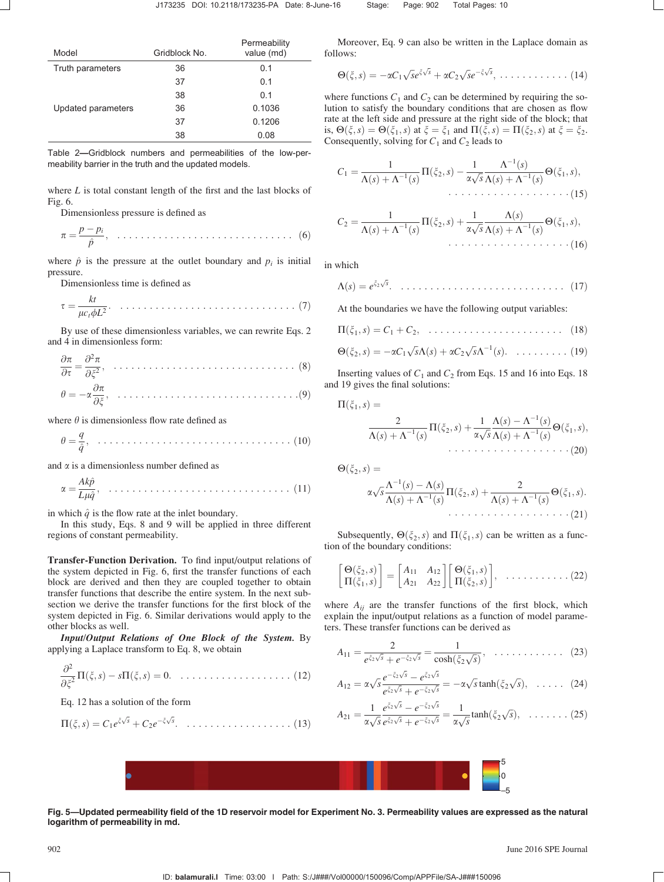| Model | Gridblock No. | Permeability value (md) |
|---|---|---|
| Truth parameters | 36 | 0.1 |
| | 37 | 0.1 |
| | 38 | 0.1 |
| Updated parameters | 36 | 0.1036 |
| | 37 | 0.1206 |
| | 38 | 0.08 |

Table 2—Gridblock numbers and permeabilities of the low-permeability barrier in the truth and the updated models.

where $L$ is total constant length of the first and the last blocks of Fig. 6.

Dimensionless pressure is defined as

$$\pi = \frac{p - p_i}{\hat{p}}, \quad (6)$$

where $\hat{p}$ is the pressure at the outlet boundary and $p_i$ is initial pressure.

Dimensionless time is defined as

$$\tau = \frac{kt}{\mu c_t \phi L^2}. \quad (7)$$

By use of these dimensionless variables, we can rewrite Eqs. 2 and 4 in dimensionless form:

$$\frac{\partial \pi}{\partial \tau} = \frac{\partial^2 \pi}{\partial \xi^2}, \quad (8)$$

$$\theta = -\alpha \frac{\partial \pi}{\partial \xi}, \quad (9)$$

where $\theta$ is dimensionless flow rate defined as

$$\theta = \frac{q}{\hat{q}}, \quad (10)$$

and $\alpha$ is a dimensionless number defined as

$$\alpha = \frac{Ak\hat{p}}{L\mu\hat{q}}, \quad (11)$$

in which $\hat{q}$ is the flow rate at the inlet boundary.

In this study, Eqs. 8 and 9 will be applied in three different regions of constant permeability.

**Transfer-Function Derivation.** To find input/output relations of the system depicted in Fig. 6, first the transfer functions of each block are derived and then they are coupled together to obtain transfer functions that describe the entire system. In the next subsection we derive the transfer functions for the first block of the system depicted in Fig. 6. Similar derivations would apply to the other blocks as well.

***Input/Output Relations of One Block of the System.*** By applying a Laplace transform to Eq. 8, we obtain

$$\frac{\partial^2}{\partial \xi^2}\Pi(\xi, s) - s\Pi(\xi, s) = 0. \quad (12)$$

Eq. 12 has a solution of the form

$$\Pi(\xi, s) = C_1 e^{\xi\sqrt{s}} + C_2 e^{-\xi\sqrt{s}}. \quad (13)$$

Moreover, Eq. 9 can also be written in the Laplace domain as follows:

$$\Theta(\xi, s) = -\alpha C_1 \sqrt{s} e^{\xi\sqrt{s}} + \alpha C_2 \sqrt{s} e^{-\xi\sqrt{s}}, \quad (14)$$

where functions $C_1$ and $C_2$ can be determined by requiring the solution to satisfy the boundary conditions that are chosen as flow rate at the left side and pressure at the right side of the block; that is, $\Theta(\xi, s) = \Theta(\xi_1, s)$ at $\xi = \xi_1$ and $\Pi(\xi, s) = \Pi(\xi_2, s)$ at $\xi = \xi_2$. Consequently, solving for $C_1$ and $C_2$ leads to

$$C_1 = \frac{1}{\Lambda(s) + \Lambda^{-1}(s)}\Pi(\xi_2, s) - \frac{1}{\alpha\sqrt{s}}\frac{\Lambda^{-1}(s)}{\Lambda(s) + \Lambda^{-1}(s)}\Theta(\xi_1, s), \quad (15)$$

$$C_2 = \frac{1}{\Lambda(s) + \Lambda^{-1}(s)}\Pi(\xi_2, s) + \frac{1}{\alpha\sqrt{s}}\frac{\Lambda(s)}{\Lambda(s) + \Lambda^{-1}(s)}\Theta(\xi_1, s), \quad (16)$$

in which

$$\Lambda(s) = e^{\xi_2\sqrt{s}}. \quad (17)$$

At the boundaries we have the following output variables:

$$\Pi(\xi_1, s) = C_1 + C_2, \quad (18)$$

$$\Theta(\xi_2, s) = -\alpha C_1 \sqrt{s}\Lambda(s) + \alpha C_2 \sqrt{s}\Lambda^{-1}(s). \quad (19)$$

Inserting values of $C_1$ and $C_2$ from Eqs. 15 and 16 into Eqs. 18 and 19 gives the final solutions:

$$\Pi(\xi_1, s) = \frac{2}{\Lambda(s) + \Lambda^{-1}(s)}\Pi(\xi_2, s) + \frac{1}{\alpha\sqrt{s}}\frac{\Lambda(s) - \Lambda^{-1}(s)}{\Lambda(s) + \Lambda^{-1}(s)}\Theta(\xi_1, s), \quad (20)$$

$$\Theta(\xi_2, s) = \alpha\sqrt{s}\frac{\Lambda^{-1}(s) - \Lambda(s)}{\Lambda(s) + \Lambda^{-1}(s)}\Pi(\xi_2, s) + \frac{2}{\Lambda(s) + \Lambda^{-1}(s)}\Theta(\xi_1, s). \quad (21)$$

Subsequently, $\Theta(\xi_2, s)$ and $\Pi(\xi_1, s)$ can be written as a function of the boundary conditions:

$$\begin{bmatrix} \Theta(\xi_2, s) \\ \Pi(\xi_1, s) \end{bmatrix} = \begin{bmatrix} A_{11} & A_{12} \\ A_{21} & A_{22} \end{bmatrix} \begin{bmatrix} \Theta(\xi_1, s) \\ \Pi(\xi_2, s) \end{bmatrix}, \quad (22)$$

where $A_{ij}$ are the transfer functions of the first block, which explain the input/output relations as a function of model parameters. These transfer functions can be derived as

$$A_{11} = \frac{2}{e^{\xi_2\sqrt{s}} + e^{-\xi_2\sqrt{s}}} = \frac{1}{\cosh(\xi_2\sqrt{s})}, \quad (23)$$

$$A_{12} = \alpha\sqrt{s}\frac{e^{-\xi_2\sqrt{s}} - e^{\xi_2\sqrt{s}}}{e^{\xi_2\sqrt{s}} + e^{-\xi_2\sqrt{s}}} = -\alpha\sqrt{s}\tanh(\xi_2\sqrt{s}), \quad (24)$$

$$A_{21} = \frac{1}{\alpha\sqrt{s}}\frac{e^{\xi_2\sqrt{s}} - e^{-\xi_2\sqrt{s}}}{e^{\xi_2\sqrt{s}} + e^{-\xi_2\sqrt{s}}} = \frac{1}{\alpha\sqrt{s}}\tanh(\xi_2\sqrt{s}), \quad (25)$$

**Fig. 5—Updated permeability field of the 1D reservoir model for Experiment No. 3. Permeability values are expressed as the natural logarithm of permeability in md.**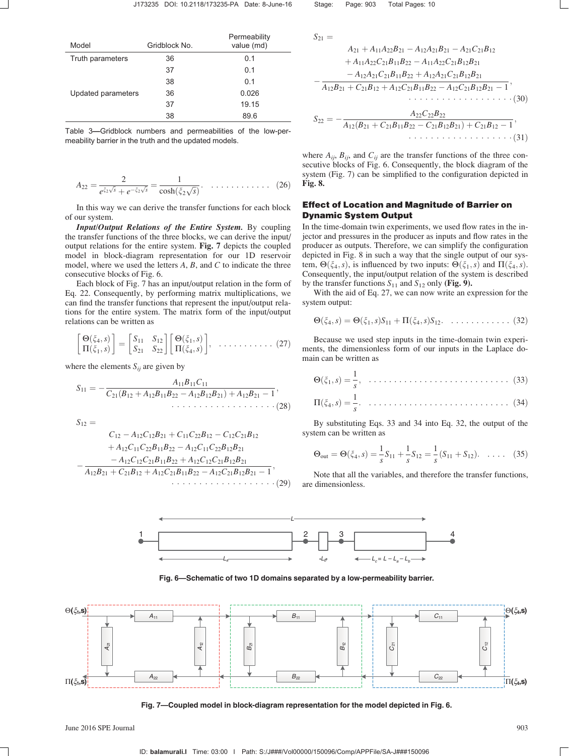| Model | Gridblock No. | Permeability value (md) |
|---|---|---|
| Truth parameters | 36 | 0.1 |
| | 37 | 0.1 |
| | 38 | 0.1 |
| Updated parameters | 36 | 0.026 |
| | 37 | 19.15 |
| | 38 | 89.6 |

Table 3—Gridblock numbers and permeabilities of the low-permeability barrier in the truth and the updated models.

$$A_{22} = \frac{2}{e^{\xi_2\sqrt{s}} + e^{-\xi_2\sqrt{s}}} = \frac{1}{\cosh(\xi_2\sqrt{s})}. \quad (26)$$

In this way we can derive the transfer functions for each block of our system.

***Input/Output Relations of the Entire System.*** By coupling the transfer functions of the three blocks, we can derive the input/output relations for the entire system. **Fig. 7** depicts the coupled model in block-diagram representation for our 1D reservoir model, where we used the letters $A$, $B$, and $C$ to indicate the three consecutive blocks of Fig. 6.

Each block of Fig. 7 has an input/output relation in the form of Eq. 22. Consequently, by performing matrix multiplications, we can find the transfer functions that represent the input/output relations for the entire system. The matrix form of the input/output relations can be written as

$$\begin{bmatrix} \Theta(\xi_4, s) \\ \Pi(\xi_1, s) \end{bmatrix} = \begin{bmatrix} S_{11} & S_{12} \\ S_{21} & S_{22} \end{bmatrix} \begin{bmatrix} \Theta(\xi_1, s) \\ \Pi(\xi_4, s) \end{bmatrix}, \quad (27)$$

where the elements $S_{ij}$ are given by

$$S_{11} = -\frac{A_{11}B_{11}C_{11}}{C_{21}(B_{12} + A_{12}B_{11}B_{22} - A_{12}B_{12}B_{21}) + A_{12}B_{21} - 1}, \quad (28)$$

$$S_{12} = -\frac{\begin{array}{l} C_{12} - A_{12}C_{12}B_{21} + C_{11}C_{22}B_{12} - C_{12}C_{21}B_{12} \\ + A_{12}C_{11}C_{22}B_{11}B_{22} - A_{12}C_{11}C_{22}B_{12}B_{21} \\ - A_{12}C_{12}C_{21}B_{11}B_{22} + A_{12}C_{12}C_{21}B_{12}B_{21} \end{array}}{A_{12}B_{21} + C_{21}B_{12} + A_{12}C_{21}B_{11}B_{22} - A_{12}C_{21}B_{12}B_{21} - 1}, \quad (29)$$

$$S_{21} = -\frac{\begin{array}{l} A_{21} + A_{11}A_{22}B_{21} - A_{12}A_{21}B_{21} - A_{21}C_{21}B_{12} \\ + A_{11}A_{22}C_{21}B_{11}B_{22} - A_{11}A_{22}C_{21}B_{12}B_{21} \\ - A_{12}A_{21}C_{21}B_{11}B_{22} + A_{12}A_{21}C_{21}B_{12}B_{21} \end{array}}{A_{12}B_{21} + C_{21}B_{12} + A_{12}C_{21}B_{11}B_{22} - A_{12}C_{21}B_{12}B_{21} - 1}, \quad (30)$$

$$S_{22} = -\frac{A_{22}C_{22}B_{22}}{A_{12}(B_{21} + C_{21}B_{11}B_{22} - C_{21}B_{12}B_{21}) + C_{21}B_{12} - 1}, \quad (31)$$

where $A_{ij}$, $B_{ij}$, and $C_{ij}$ are the transfer functions of the three consecutive blocks of Fig. 6. Consequently, the block diagram of the system (Fig. 7) can be simplified to the configuration depicted in **Fig. 8.**

## Effect of Location and Magnitude of Barrier on Dynamic System Output

In the time-domain twin experiments, we used flow rates in the injector and pressures in the producer as inputs and flow rates in the producer as outputs. Therefore, we can simplify the configuration depicted in Fig. 8 in such a way that the single output of our system, $\Theta(\xi_4, s)$, is influenced by two inputs: $\Theta(\xi_1, s)$ and $\Pi(\xi_4, s)$. Consequently, the input/output relation of the system is described by the transfer functions $S_{11}$ and $S_{12}$ only **(Fig. 9).**

With the aid of Eq. 27, we can now write an expression for the system output:

$$\Theta(\xi_4, s) = \Theta(\xi_1, s)S_{11} + \Pi(\xi_4, s)S_{12}. \quad (32)$$

Because we used step inputs in the time-domain twin experiments, the dimensionless form of our inputs in the Laplace domain can be written as

$$\Theta(\xi_1, s) = \frac{1}{s}, \quad (33)$$

$$\Pi(\xi_4, s) = \frac{1}{s}. \quad (34)$$

By substituting Eqs. 33 and 34 into Eq. 32, the output of the system can be written as

$$\Theta_{\text{out}} = \Theta(\xi_4, s) = \frac{1}{s}S_{11} + \frac{1}{s}S_{12} = \frac{1}{s}(S_{11} + S_{12}). \quad (35)$$

Note that all the variables, and therefore the transfer functions, are dimensionless.

Fig. 6—Schematic of two 1D domains separated by a low-permeability barrier.

Fig. 7—Coupled model in block-diagram representation for the model depicted in Fig. 6.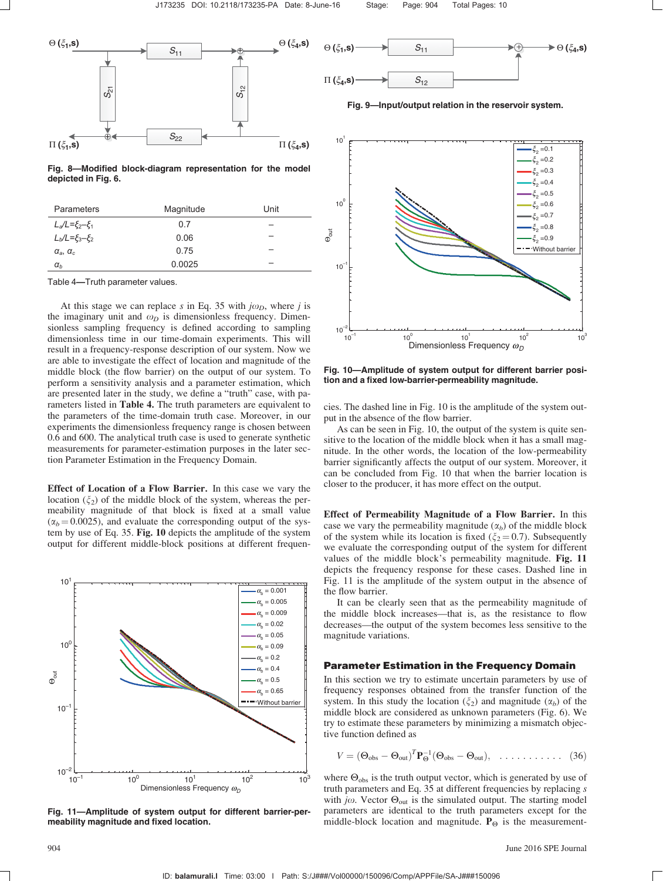Fig. 8—Modified block-diagram representation for the model depicted in Fig. 6.

| Parameters | Magnitude | Unit |
|---|---|---|
| $L_a/L=\xi_2-\xi_1$ | 0.7 | – |
| $L_b/L=\xi_3-\xi_2$ | 0.06 | – |
| $\alpha_a$, $\alpha_c$ | 0.75 | – |
| $\alpha_b$ | 0.0025 | – |

Table 4—Truth parameter values.

At this stage we can replace $s$ in Eq. 35 with $j\omega_D$, where $j$ is the imaginary unit and $\omega_D$ is dimensionless frequency. Dimensionless sampling frequency is defined according to sampling dimensionless time in our time-domain experiments. This will result in a frequency-response description of our system. Now we are able to investigate the effect of location and magnitude of the middle block (the flow barrier) on the output of our system. To perform a sensitivity analysis and a parameter estimation, which are presented later in the study, we define a "truth" case, with parameters listed in **Table 4.** The truth parameters are equivalent to the parameters of the time-domain truth case. Moreover, in our experiments the dimensionless frequency range is chosen between 0.6 and 600. The analytical truth case is used to generate synthetic measurements for parameter-estimation purposes in the later section Parameter Estimation in the Frequency Domain.

**Effect of Location of a Flow Barrier.** In this case we vary the location ($\xi_2$) of the middle block of the system, whereas the permeability magnitude of that block is fixed at a small value ($\alpha_b=0.0025$), and evaluate the corresponding output of the system by use of Eq. 35. **Fig. 10** depicts the amplitude of the system output for different middle-block positions at different frequencies. The dashed line in Fig. 10 is the amplitude of the system output in the absence of the flow barrier.

As can be seen in Fig. 10, the output of the system is quite sensitive to the location of the middle block when it has a small magnitude. In the other words, the location of the low-permeability barrier significantly affects the output of our system. Moreover, it can be concluded from Fig. 10 that when the barrier location is closer to the producer, it has more effect on the output.

Fig. 9—Input/output relation in the reservoir system.

Fig. 10—Amplitude of system output for different barrier position and a fixed low-barrier-permeability magnitude.

Fig. 11—Amplitude of system output for different barrier-permeability magnitude and fixed location.

**Effect of Permeability Magnitude of a Flow Barrier.** In this case we vary the permeability magnitude ($\alpha_b$) of the middle block of the system while its location is fixed ($\xi_2=0.7$). Subsequently we evaluate the corresponding output of the system for different values of the middle block's permeability magnitude. **Fig. 11** depicts the frequency response for these cases. Dashed line in Fig. 11 is the amplitude of the system output in the absence of the flow barrier.

It can be clearly seen that as the permeability magnitude of the middle block increases—that is, as the resistance to flow decreases—the output of the system becomes less sensitive to the magnitude variations.

## Parameter Estimation in the Frequency Domain

In this section we try to estimate uncertain parameters by use of frequency responses obtained from the transfer function of the system. In this study the location ($\xi_2$) and magnitude ($\alpha_b$) of the middle block are considered as unknown parameters (Fig. 6). We try to estimate these parameters by minimizing a mismatch objective function defined as

$$V=(\Theta_{\text{obs}}-\Theta_{\text{out}})^T\mathbf{P}_\Theta^{-1}(\Theta_{\text{obs}}-\Theta_{\text{out}}), \quad \ldots\ldots\ldots\ldots \quad (36)$$

where $\Theta_{\text{obs}}$ is the truth output vector, which is generated by use of truth parameters and Eq. 35 at different frequencies by replacing $s$ with $j\omega$. Vector $\Theta_{\text{out}}$ is the simulated output. The starting model parameters are identical to the truth parameters except for the middle-block location and magnitude. $\mathbf{P}_\Theta$ is the measurement-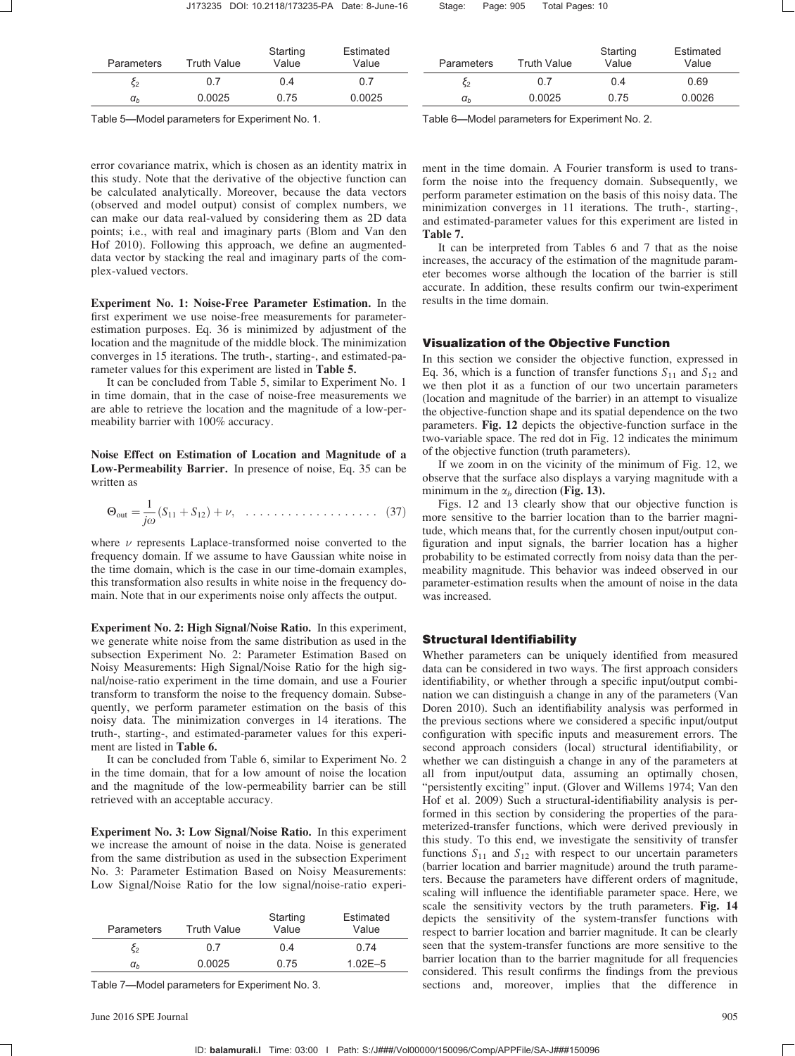| Parameters | Truth Value | Starting Value | Estimated Value |
|---|---|---|---|
| $\xi_2$ | 0.7 | 0.4 | 0.7 |
| $\alpha_b$ | 0.0025 | 0.75 | 0.0025 |

Table 5—Model parameters for Experiment No. 1.

| Parameters | Truth Value | Starting Value | Estimated Value |
|---|---|---|---|
| $\xi_2$ | 0.7 | 0.4 | 0.69 |
| $\alpha_b$ | 0.0025 | 0.75 | 0.0026 |

Table 6—Model parameters for Experiment No. 2.

error covariance matrix, which is chosen as an identity matrix in this study. Note that the derivative of the objective function can be calculated analytically. Moreover, because the data vectors (observed and model output) consist of complex numbers, we can make our data real-valued by considering them as 2D data points; i.e., with real and imaginary parts (Blom and Van den Hof 2010). Following this approach, we define an augmented-data vector by stacking the real and imaginary parts of the complex-valued vectors.

**Experiment No. 1: Noise-Free Parameter Estimation.** In the first experiment we use noise-free measurements for parameter-estimation purposes. Eq. 36 is minimized by adjustment of the location and the magnitude of the middle block. The minimization converges in 15 iterations. The truth-, starting-, and estimated-parameter values for this experiment are listed in **Table 5.**

It can be concluded from Table 5, similar to Experiment No. 1 in time domain, that in the case of noise-free measurements we are able to retrieve the location and the magnitude of a low-permeability barrier with 100% accuracy.

**Noise Effect on Estimation of Location and Magnitude of a Low-Permeability Barrier.** In presence of noise, Eq. 35 can be written as

$$\Theta_{\mathrm{out}} = \frac{1}{j\omega}(S_{11} + S_{12}) + \nu, \quad \ldots \ldots \ldots \ldots \ldots \ldots \quad (37)$$

where $\nu$ represents Laplace-transformed noise converted to the frequency domain. If we assume to have Gaussian white noise in the time domain, which is the case in our time-domain examples, this transformation also results in white noise in the frequency domain. Note that in our experiments noise only affects the output.

**Experiment No. 2: High Signal/Noise Ratio.** In this experiment, we generate white noise from the same distribution as used in the subsection Experiment No. 2: Parameter Estimation Based on Noisy Measurements: High Signal/Noise Ratio for the high signal/noise-ratio experiment in the time domain, and use a Fourier transform to transform the noise to the frequency domain. Subsequently, we perform parameter estimation on the basis of this noisy data. The minimization converges in 14 iterations. The truth-, starting-, and estimated-parameter values for this experiment are listed in **Table 6.**

It can be concluded from Table 6, similar to Experiment No. 2 in the time domain, that for a low amount of noise the location and the magnitude of the low-permeability barrier can be still retrieved with an acceptable accuracy.

**Experiment No. 3: Low Signal/Noise Ratio.** In this experiment we increase the amount of noise in the data. Noise is generated from the same distribution as used in the subsection Experiment No. 3: Parameter Estimation Based on Noisy Measurements: Low Signal/Noise Ratio for the low signal/noise-ratio experiment in the time domain. A Fourier transform is used to transform the noise into the frequency domain. Subsequently, we perform parameter estimation on the basis of this noisy data. The minimization converges in 11 iterations. The truth-, starting-, and estimated-parameter values for this experiment are listed in **Table 7.**

| Parameters | Truth Value | Starting Value | Estimated Value |
|---|---|---|---|
| $\xi_2$ | 0.7 | 0.4 | 0.74 |
| $\alpha_b$ | 0.0025 | 0.75 | 1.02E–5 |

Table 7—Model parameters for Experiment No. 3.

It can be interpreted from Tables 6 and 7 that as the noise increases, the accuracy of the estimation of the magnitude parameter becomes worse although the location of the barrier is still accurate. In addition, these results confirm our twin-experiment results in the time domain.

## Visualization of the Objective Function

In this section we consider the objective function, expressed in Eq. 36, which is a function of transfer functions $S_{11}$ and $S_{12}$ and we then plot it as a function of our two uncertain parameters (location and magnitude of the barrier) in an attempt to visualize the objective-function shape and its spatial dependence on the two parameters. **Fig. 12** depicts the objective-function surface in the two-variable space. The red dot in Fig. 12 indicates the minimum of the objective function (truth parameters).

If we zoom in on the vicinity of the minimum of Fig. 12, we observe that the surface also displays a varying magnitude with a minimum in the $\alpha_b$ direction **(Fig. 13).**

Figs. 12 and 13 clearly show that our objective function is more sensitive to the barrier location than to the barrier magnitude, which means that, for the currently chosen input/output configuration and input signals, the barrier location has a higher probability to be estimated correctly from noisy data than the permeability magnitude. This behavior was indeed observed in our parameter-estimation results when the amount of noise in the data was increased.

## Structural Identifiability

Whether parameters can be uniquely identified from measured data can be considered in two ways. The first approach considers identifiability, or whether through a specific input/output combination we can distinguish a change in any of the parameters (Van Doren 2010). Such an identifiability analysis was performed in the previous sections where we considered a specific input/output configuration with specific inputs and measurement errors. The second approach considers (local) structural identifiability, or whether we can distinguish a change in any of the parameters at all from input/output data, assuming an optimally chosen, "persistently exciting" input. (Glover and Willems 1974; Van den Hof et al. 2009) Such a structural-identifiability analysis is performed in this section by considering the properties of the parameterized-transfer functions, which were derived previously in this study. To this end, we investigate the sensitivity of transfer functions $S_{11}$ and $S_{12}$ with respect to our uncertain parameters (barrier location and barrier magnitude) around the truth parameters. Because the parameters have different orders of magnitude, scaling will influence the identifiable parameter space. Here, we scale the sensitivity vectors by the truth parameters. **Fig. 14** depicts the sensitivity of the system-transfer functions with respect to barrier location and barrier magnitude. It can be clearly seen that the system-transfer functions are more sensitive to the barrier location than to the barrier magnitude for all frequencies considered. This result confirms the findings from the previous sections and, moreover, implies that the difference in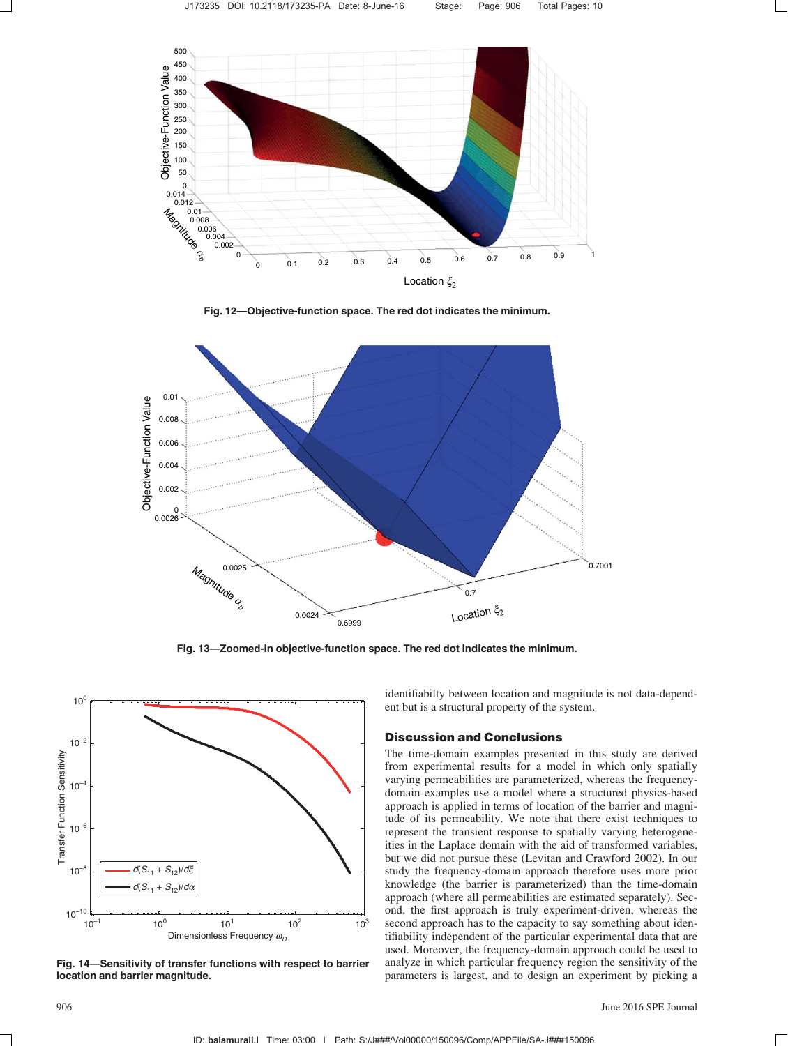Fig. 12—Objective-function space. The red dot indicates the minimum.

Fig. 13—Zoomed-in objective-function space. The red dot indicates the minimum.

Fig. 14—Sensitivity of transfer functions with respect to barrier location and barrier magnitude.

identifiabilty between location and magnitude is not data-dependent but is a structural property of the system.

## Discussion and Conclusions

The time-domain examples presented in this study are derived from experimental results for a model in which only spatially varying permeabilities are parameterized, whereas the frequency-domain examples use a model where a structured physics-based approach is applied in terms of location of the barrier and magnitude of its permeability. We note that there exist techniques to represent the transient response to spatially varying heterogeneities in the Laplace domain with the aid of transformed variables, but we did not pursue these (Levitan and Crawford 2002). In our study the frequency-domain approach therefore uses more prior knowledge (the barrier is parameterized) than the time-domain approach (where all permeabilities are estimated separately). Second, the first approach is truly experiment-driven, whereas the second approach has to the capacity to say something about identifiability independent of the particular experimental data that are used. Moreover, the frequency-domain approach could be used to analyze in which particular frequency region the sensitivity of the parameters is largest, and to design an experiment by picking a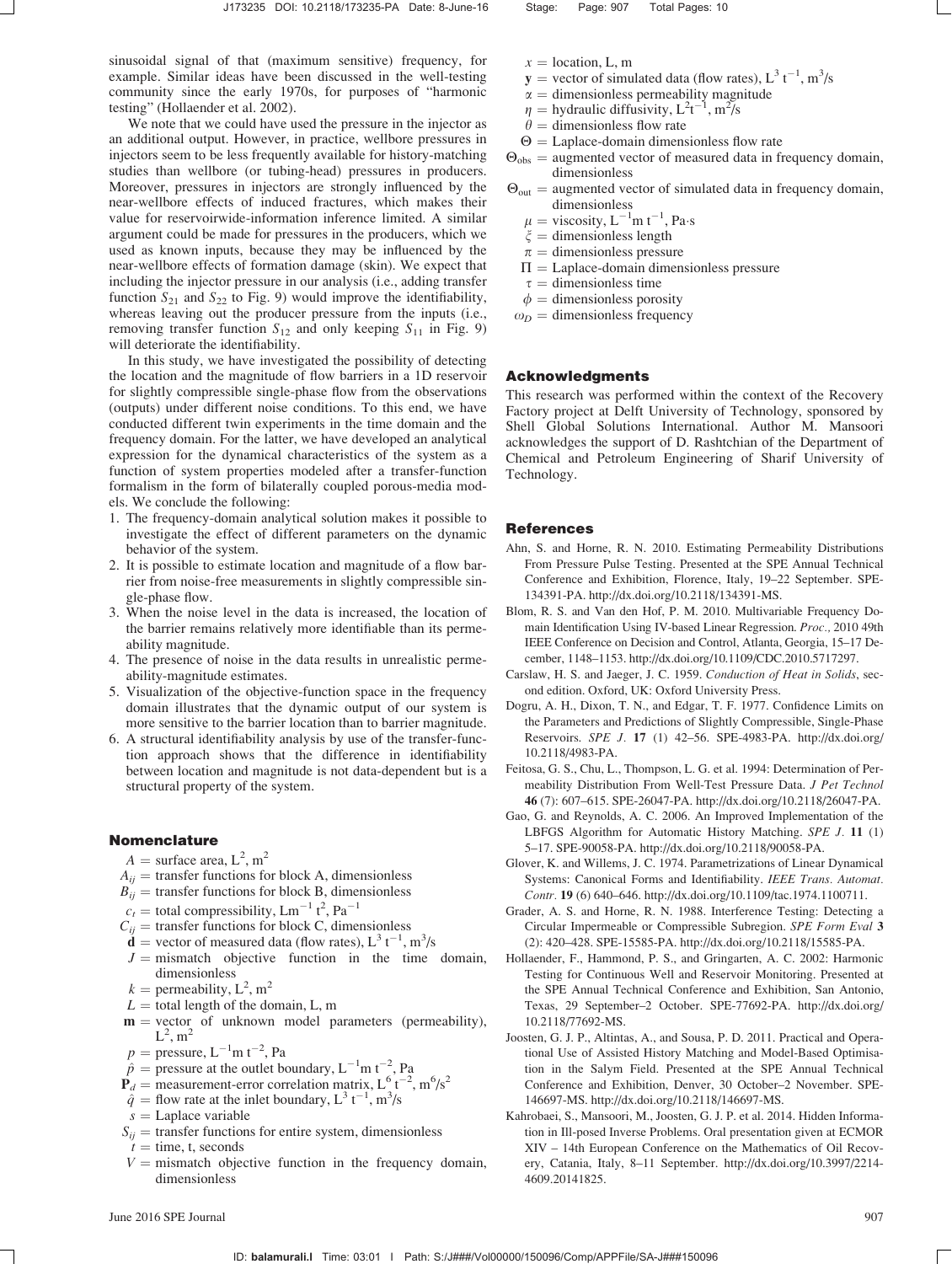sinusoidal signal of that (maximum sensitive) frequency, for example. Similar ideas have been discussed in the well-testing community since the early 1970s, for purposes of "harmonic testing" (Hollaender et al. 2002).

We note that we could have used the pressure in the injector as an additional output. However, in practice, wellbore pressures in injectors seem to be less frequently available for history-matching studies than wellbore (or tubing-head) pressures in producers. Moreover, pressures in injectors are strongly influenced by the near-wellbore effects of induced fractures, which makes their value for reservoirwide-information inference limited. A similar argument could be made for pressures in the producers, which we used as known inputs, because they may be influenced by the near-wellbore effects of formation damage (skin). We expect that including the injector pressure in our analysis (i.e., adding transfer function $S_{21}$ and $S_{22}$ to Fig. 9) would improve the identifiability, whereas leaving out the producer pressure from the inputs (i.e., removing transfer function $S_{12}$ and only keeping $S_{11}$ in Fig. 9) will deteriorate the identifiability.

In this study, we have investigated the possibility of detecting the location and the magnitude of flow barriers in a 1D reservoir for slightly compressible single-phase flow from the observations (outputs) under different noise conditions. To this end, we have conducted different twin experiments in the time domain and the frequency domain. For the latter, we have developed an analytical expression for the dynamical characteristics of the system as a function of system properties modeled after a transfer-function formalism in the form of bilaterally coupled porous-media models. We conclude the following:

1. The frequency-domain analytical solution makes it possible to investigate the effect of different parameters on the dynamic behavior of the system.
2. It is possible to estimate location and magnitude of a flow barrier from noise-free measurements in slightly compressible single-phase flow.
3. When the noise level in the data is increased, the location of the barrier remains relatively more identifiable than its permeability magnitude.
4. The presence of noise in the data results in unrealistic permeability-magnitude estimates.
5. Visualization of the objective-function space in the frequency domain illustrates that the dynamic output of our system is more sensitive to the barrier location than to barrier magnitude.
6. A structural identifiability analysis by use of the transfer-function approach shows that the difference in identifiability between location and magnitude is not data-dependent but is a structural property of the system.

## Nomenclature

- $A$ = surface area, $L^2$, $m^2$
- $A_{ij}$ = transfer functions for block A, dimensionless
- $B_{ij}$ = transfer functions for block B, dimensionless
- $c_t$ = total compressibility, $Lm^{-1}t^2$, $Pa^{-1}$
- $C_{ij}$ = transfer functions for block C, dimensionless
- $\mathbf{d}$ = vector of measured data (flow rates), $L^3t^{-1}$, $m^3/s$
- $J$ = mismatch objective function in the time domain, dimensionless
- $k$ = permeability, $L^2$, $m^2$
- $L$ = total length of the domain, L, m
- $\mathbf{m}$ = vector of unknown model parameters (permeability), $L^2$, $m^2$
- $p$ = pressure, $L^{-1}m\,t^{-2}$, Pa
- $\hat{p}$ = pressure at the outlet boundary, $L^{-1}m\,t^{-2}$, Pa
- $\mathbf{P}_d$ = measurement-error correlation matrix, $L^6t^{-2}$, $m^6/s^2$
- $\hat{q}$ = flow rate at the inlet boundary, $L^3t^{-1}$, $m^3/s$
- $s$ = Laplace variable
- $S_{ij}$ = transfer functions for entire system, dimensionless
- $t$ = time, t, seconds
- $V$ = mismatch objective function in the frequency domain, dimensionless
- $x$ = location, L, m
- $\mathbf{y}$ = vector of simulated data (flow rates), $L^3t^{-1}$, $m^3/s$
- $\alpha$ = dimensionless permeability magnitude
- $\eta$ = hydraulic diffusivity, $L^2t^{-1}$, $m^2/s$
- $\theta$ = dimensionless flow rate
- $\Theta$ = Laplace-domain dimensionless flow rate
- $\Theta_{obs}$ = augmented vector of measured data in frequency domain, dimensionless
- $\Theta_{out}$ = augmented vector of simulated data in frequency domain, dimensionless
- $\mu$ = viscosity, $L^{-1}m\,t^{-1}$, Pa·s
- $\xi$ = dimensionless length
- $\pi$ = dimensionless pressure
- $\Pi$ = Laplace-domain dimensionless pressure
- $\tau$ = dimensionless time
- $\phi$ = dimensionless porosity
- $\omega_D$ = dimensionless frequency

## Acknowledgments

This research was performed within the context of the Recovery Factory project at Delft University of Technology, sponsored by Shell Global Solutions International. Author M. Mansoori acknowledges the support of D. Rashtchian of the Department of Chemical and Petroleum Engineering of Sharif University of Technology.

## References

Ahn, S. and Horne, R. N. 2010. Estimating Permeability Distributions From Pressure Pulse Testing. Presented at the SPE Annual Technical Conference and Exhibition, Florence, Italy, 19–22 September. SPE-134391-PA. http://dx.doi.org/10.2118/134391-MS.

Blom, R. S. and Van den Hof, P. M. 2010. Multivariable Frequency Domain Identification Using IV-based Linear Regression. *Proc.*, 2010 49th IEEE Conference on Decision and Control, Atlanta, Georgia, 15–17 December, 1148–1153. http://dx.doi.org/10.1109/CDC.2010.5717297.

Carslaw, H. S. and Jaeger, J. C. 1959. *Conduction of Heat in Solids*, second edition. Oxford, UK: Oxford University Press.

Dogru, A. H., Dixon, T. N., and Edgar, T. F. 1977. Confidence Limits on the Parameters and Predictions of Slightly Compressible, Single-Phase Reservoirs. *SPE J.* **17** (1) 42–56. SPE-4983-PA. http://dx.doi.org/10.2118/4983-PA.

Feitosa, G. S., Chu, L., Thompson, L. G. et al. 1994: Determination of Permeability Distribution From Well-Test Pressure Data. *J Pet Technol* **46** (7): 607–615. SPE-26047-PA. http://dx.doi.org/10.2118/26047-PA.

Gao, G. and Reynolds, A. C. 2006. An Improved Implementation of the LBFGS Algorithm for Automatic History Matching. *SPE J.* **11** (1) 5–17. SPE-90058-PA. http://dx.doi.org/10.2118/90058-PA.

Glover, K. and Willems, J. C. 1974. Parametrizations of Linear Dynamical Systems: Canonical Forms and Identifiability. *IEEE Trans. Automat. Contr.* **19** (6) 640–646. http://dx.doi.org/10.1109/tac.1974.1100711.

Grader, A. S. and Horne, R. N. 1988. Interference Testing: Detecting a Circular Impermeable or Compressible Subregion. *SPE Form Eval* **3** (2): 420–428. SPE-15585-PA. http://dx.doi.org/10.2118/15585-PA.

Hollaender, F., Hammond, P. S., and Gringarten, A. C. 2002: Harmonic Testing for Continuous Well and Reservoir Monitoring. Presented at the SPE Annual Technical Conference and Exhibition, San Antonio, Texas, 29 September–2 October. SPE-77692-PA. http://dx.doi.org/10.2118/77692-MS.

Joosten, G. J. P., Altintas, A., and Sousa, P. D. 2011. Practical and Operational Use of Assisted History Matching and Model-Based Optimisation in the Salym Field. Presented at the SPE Annual Technical Conference and Exhibition, Denver, 30 October–2 November. SPE-146697-MS. http://dx.doi.org/10.2118/146697-MS.

Kahrobaei, S., Mansoori, M., Joosten, G. J. P. et al. 2014. Hidden Information in Ill-posed Inverse Problems. Oral presentation given at ECMOR XIV – 14th European Conference on the Mathematics of Oil Recovery, Catania, Italy, 8–11 September. http://dx.doi.org/10.3997/2214-4609.20141825.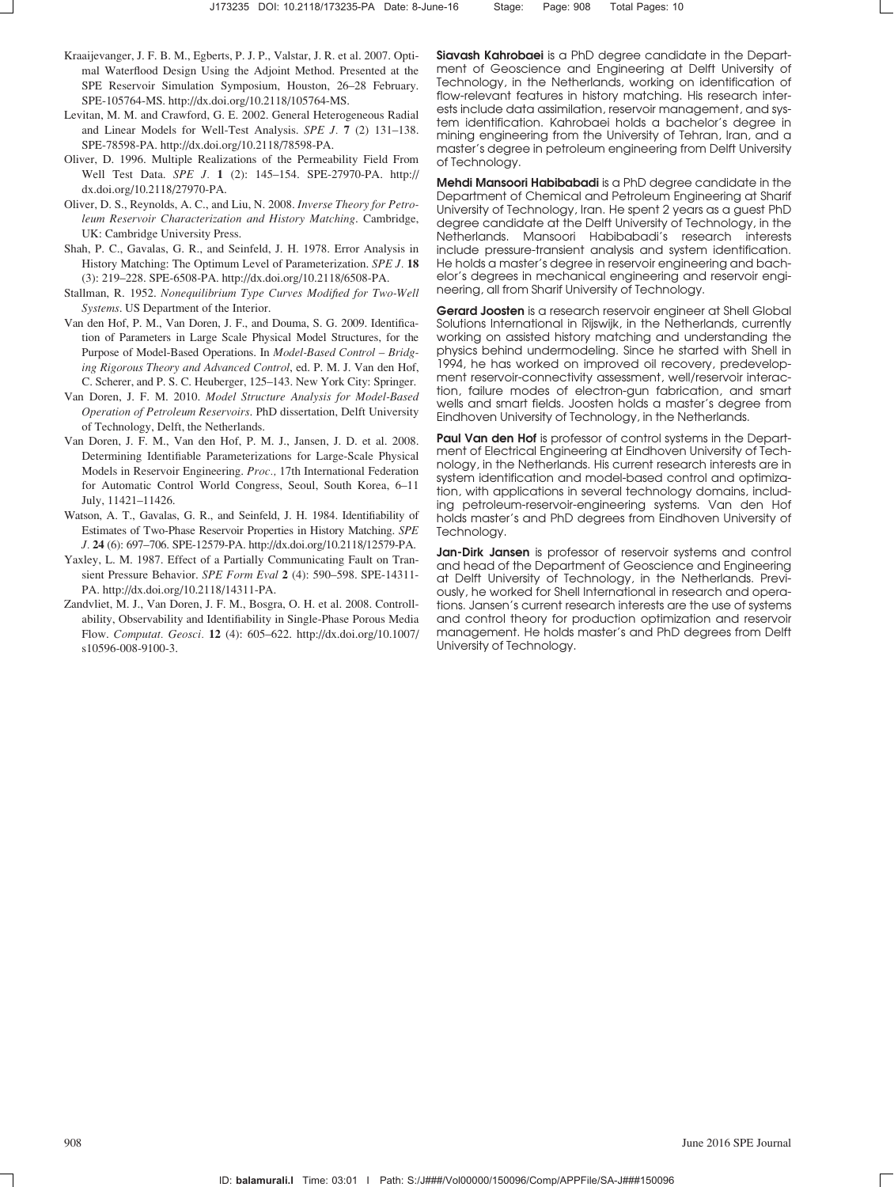Kraaijevanger, J. F. B. M., Egberts, P. J. P., Valstar, J. R. et al. 2007. Optimal Waterflood Design Using the Adjoint Method. Presented at the SPE Reservoir Simulation Symposium, Houston, 26–28 February. SPE-105764-MS. http://dx.doi.org/10.2118/105764-MS.

Levitan, M. M. and Crawford, G. E. 2002. General Heterogeneous Radial and Linear Models for Well-Test Analysis. *SPE J*. **7** (2) 131–138. SPE-78598-PA. http://dx.doi.org/10.2118/78598-PA.

Oliver, D. 1996. Multiple Realizations of the Permeability Field From Well Test Data. *SPE J*. **1** (2): 145–154. SPE-27970-PA. http://dx.doi.org/10.2118/27970-PA.

Oliver, D. S., Reynolds, A. C., and Liu, N. 2008. *Inverse Theory for Petroleum Reservoir Characterization and History Matching*. Cambridge, UK: Cambridge University Press.

Shah, P. C., Gavalas, G. R., and Seinfeld, J. H. 1978. Error Analysis in History Matching: The Optimum Level of Parameterization. *SPE J*. **18** (3): 219–228. SPE-6508-PA. http://dx.doi.org/10.2118/6508-PA.

Stallman, R. 1952. *Nonequilibrium Type Curves Modified for Two-Well Systems*. US Department of the Interior.

Van den Hof, P. M., Van Doren, J. F., and Douma, S. G. 2009. Identification of Parameters in Large Scale Physical Model Structures, for the Purpose of Model-Based Operations. In *Model-Based Control – Bridging Rigorous Theory and Advanced Control*, ed. P. M. J. Van den Hof, C. Scherer, and P. S. C. Heuberger, 125–143. New York City: Springer.

Van Doren, J. F. M. 2010. *Model Structure Analysis for Model-Based Operation of Petroleum Reservoirs*. PhD dissertation, Delft University of Technology, Delft, the Netherlands.

Van Doren, J. F. M., Van den Hof, P. M. J., Jansen, J. D. et al. 2008. Determining Identifiable Parameterizations for Large-Scale Physical Models in Reservoir Engineering. *Proc.,* 17th International Federation for Automatic Control World Congress, Seoul, South Korea, 6–11 July, 11421–11426.

Watson, A. T., Gavalas, G. R., and Seinfeld, J. H. 1984. Identifiability of Estimates of Two-Phase Reservoir Properties in History Matching. *SPE J*. **24** (6): 697–706. SPE-12579-PA. http://dx.doi.org/10.2118/12579-PA.

Yaxley, L. M. 1987. Effect of a Partially Communicating Fault on Transient Pressure Behavior. *SPE Form Eval* **2** (4): 590–598. SPE-14311-PA. http://dx.doi.org/10.2118/14311-PA.

Zandvliet, M. J., Van Doren, J. F. M., Bosgra, O. H. et al. 2008. Controllability, Observability and Identifiability in Single-Phase Porous Media Flow. *Computat. Geosci*. **12** (4): 605–622. http://dx.doi.org/10.1007/s10596-008-9100-3.

**Siavash Kahrobaei** is a PhD degree candidate in the Department of Geoscience and Engineering at Delft University of Technology, in the Netherlands, working on identification of flow-relevant features in history matching. His research interests include data assimilation, reservoir management, and system identification. Kahrobaei holds a bachelor's degree in mining engineering from the University of Tehran, Iran, and a master's degree in petroleum engineering from Delft University of Technology.

**Mehdi Mansoori Habibabadi** is a PhD degree candidate in the Department of Chemical and Petroleum Engineering at Sharif University of Technology, Iran. He spent 2 years as a guest PhD degree candidate at the Delft University of Technology, in the Netherlands. Mansoori Habibabadi's research interests include pressure-transient analysis and system identification. He holds a master's degree in reservoir engineering and bachelor's degrees in mechanical engineering and reservoir engineering, all from Sharif University of Technology.

**Gerard Joosten** is a research reservoir engineer at Shell Global Solutions International in Rijswijk, in the Netherlands, currently working on assisted history matching and understanding the physics behind undermodeling. Since he started with Shell in 1994, he has worked on improved oil recovery, predevelopment reservoir-connectivity assessment, well/reservoir interaction, failure modes of electron-gun fabrication, and smart wells and smart fields. Joosten holds a master's degree from Eindhoven University of Technology, in the Netherlands.

**Paul Van den Hof** is professor of control systems in the Department of Electrical Engineering at Eindhoven University of Technology, in the Netherlands. His current research interests are in system identification and model-based control and optimization, with applications in several technology domains, including petroleum-reservoir-engineering systems. Van den Hof holds master's and PhD degrees from Eindhoven University of Technology.

**Jan-Dirk Jansen** is professor of reservoir systems and control and head of the Department of Geoscience and Engineering at Delft University of Technology, in the Netherlands. Previously, he worked for Shell International in research and operations. Jansen's current research interests are the use of systems and control theory for production optimization and reservoir management. He holds master's and PhD degrees from Delft University of Technology.